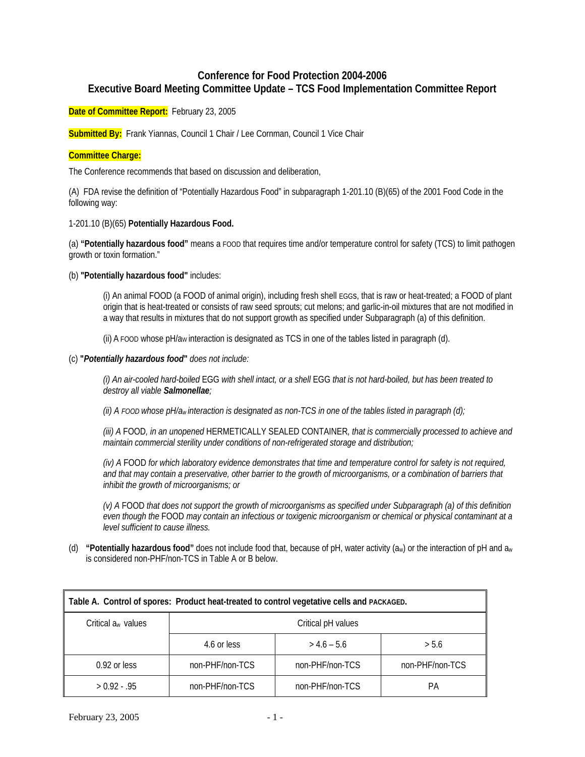# Conference for Food Protection 2004-2006
## Executive Board Meeting Committee Update – TCS Food Implementation Committee Report

**Date of Committee Report:** February 23, 2005

**Submitted By:** Frank Yiannas, Council 1 Chair / Lee Cornman, Council 1 Vice Chair

**Committee Charge:**

The Conference recommends that based on discussion and deliberation,

(A) FDA revise the definition of "Potentially Hazardous Food" in subparagraph 1-201.10 (B)(65) of the 2001 Food Code in the following way:

1-201.10 (B)(65) **Potentially Hazardous Food.**

(a) **"Potentially hazardous food"** means a FOOD that requires time and/or temperature control for safety (TCS) to limit pathogen growth or toxin formation."

(b) **"Potentially hazardous food"** includes:

> (i) An animal FOOD (a FOOD of animal origin), including fresh shell EGGS, that is raw or heat-treated; a FOOD of plant origin that is heat-treated or consists of raw seed sprouts; cut melons; and garlic-in-oil mixtures that are not modified in a way that results in mixtures that do not support growth as specified under Subparagraph (a) of this definition.
>
> (ii) A FOOD whose pH/aw interaction is designated as TCS in one of the tables listed in paragraph (d).

(c) ***"Potentially hazardous food"*** *does not include:*

> *(i) An air-cooled hard-boiled* EGG *with shell intact, or a shell* EGG *that is not hard-boiled, but has been treated to destroy all viable **Salmonellae**;*
>
> *(ii) A FOOD whose pH/$a_w$ interaction is designated as non-TCS in one of the tables listed in paragraph (d);*
>
> *(iii) A* FOOD*, in an unopened* HERMETICALLY SEALED CONTAINER*, that is commercially processed to achieve and maintain commercial sterility under conditions of non-refrigerated storage and distribution;*
>
> *(iv) A* FOOD *for which laboratory evidence demonstrates that time and temperature control for safety is not required, and that may contain a preservative, other barrier to the growth of microorganisms, or a combination of barriers that inhibit the growth of microorganisms; or*
>
> *(v) A* FOOD *that does not support the growth of microorganisms as specified under Subparagraph (a) of this definition even though the* FOOD *may contain an infectious or toxigenic microorganism or chemical or physical contaminant at a level sufficient to cause illness.*

(d) **"Potentially hazardous food"** does not include food that, because of pH, water activity ($a_w$) or the interaction of pH and $a_w$ is considered non-PHF/non-TCS in Table A or B below.

**Table A. Control of spores: Product heat-treated to control vegetative cells and PACKAGED.**

| Critical $a_w$ values | Critical pH values | | |
|---|---|---|---|
| | 4.6 or less | > 4.6 – 5.6 | > 5.6 |
| 0.92 or less | non-PHF/non-TCS | non-PHF/non-TCS | non-PHF/non-TCS |
| > 0.92 - .95 | non-PHF/non-TCS | non-PHF/non-TCS | PA |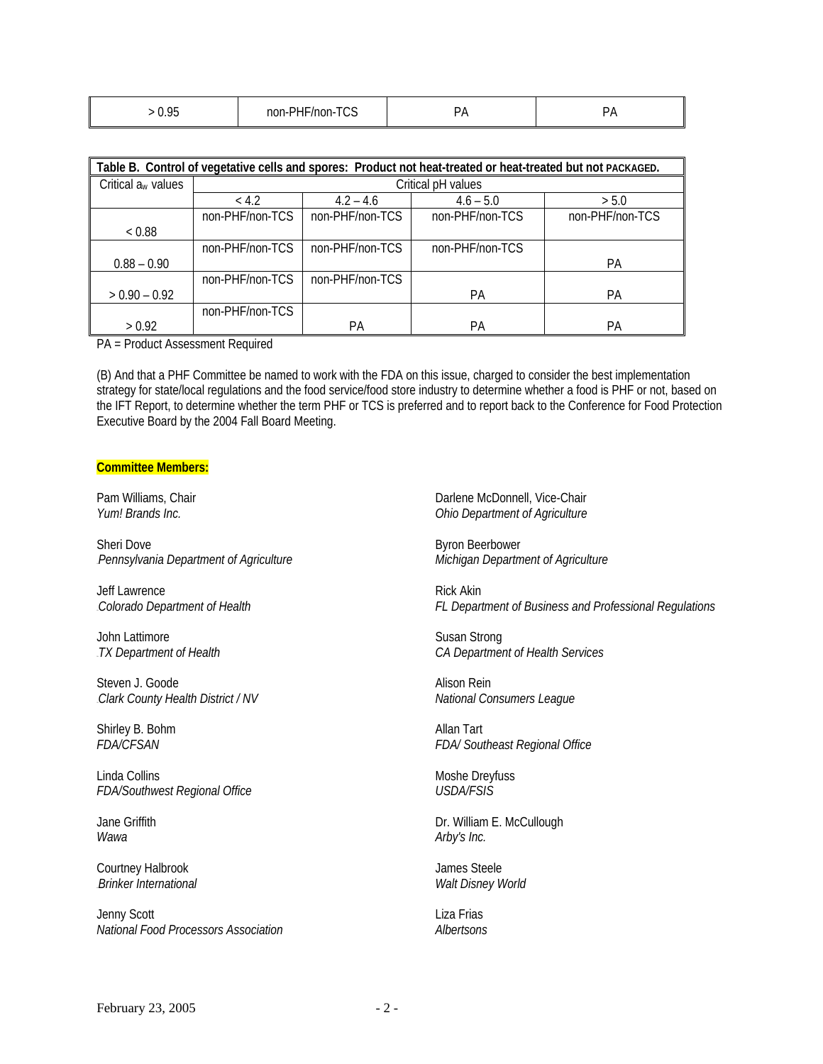| | | | |
|---|---|---|---|
| > 0.95 | non-PHF/non-TCS | PA | PA |

| Table B. Control of vegetative cells and spores: Product not heat-treated or heat-treated but not PACKAGED. | | | | |
|---|---|---|---|---|
| Critical $a_w$ values | Critical pH values | | | |
| | < 4.2 | 4.2 – 4.6 | 4.6 – 5.0 | > 5.0 |
| < 0.88 | non-PHF/non-TCS | non-PHF/non-TCS | non-PHF/non-TCS | non-PHF/non-TCS |
| 0.88 – 0.90 | non-PHF/non-TCS | non-PHF/non-TCS | non-PHF/non-TCS | PA |
| > 0.90 – 0.92 | non-PHF/non-TCS | non-PHF/non-TCS | PA | PA |
| > 0.92 | non-PHF/non-TCS | PA | PA | PA |

PA = Product Assessment Required

(B) And that a PHF Committee be named to work with the FDA on this issue, charged to consider the best implementation strategy for state/local regulations and the food service/food store industry to determine whether a food is PHF or not, based on the IFT Report, to determine whether the term PHF or TCS is preferred and to report back to the Conference for Food Protection Executive Board by the 2004 Fall Board Meeting.

**Committee Members:**

Pam Williams, Chair
*Yum! Brands Inc.*

Darlene McDonnell, Vice-Chair
*Ohio Department of Agriculture*

Sheri Dove
*Pennsylvania Department of Agriculture*

Byron Beerbower
*Michigan Department of Agriculture*

Jeff Lawrence
*Colorado Department of Health*

Rick Akin
*FL Department of Business and Professional Regulations*

John Lattimore
*TX Department of Health*

Susan Strong
*CA Department of Health Services*

Steven J. Goode
*Clark County Health District / NV*

Alison Rein
*National Consumers League*

Shirley B. Bohm
*FDA/CFSAN*

Allan Tart
*FDA/ Southeast Regional Office*

Linda Collins
*FDA/Southwest Regional Office*

Moshe Dreyfuss
*USDA/FSIS*

Jane Griffith
*Wawa*

Dr. William E. McCullough
*Arby's Inc.*

Courtney Halbrook
*Brinker International*

James Steele
*Walt Disney World*

Jenny Scott
*National Food Processors Association*

Liza Frias
*Albertsons*

February 23, 2005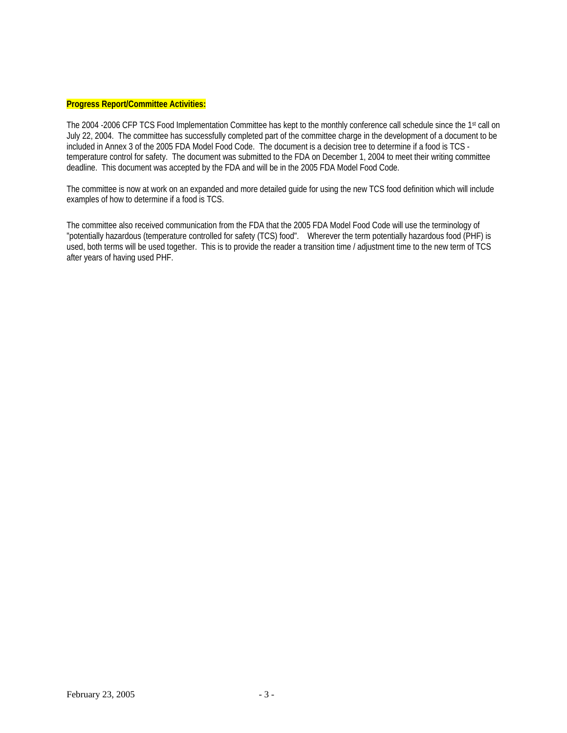**Progress Report/Committee Activities:**

The 2004 -2006 CFP TCS Food Implementation Committee has kept to the monthly conference call schedule since the 1st call on July 22, 2004. The committee has successfully completed part of the committee charge in the development of a document to be included in Annex 3 of the 2005 FDA Model Food Code. The document is a decision tree to determine if a food is TCS - temperature control for safety. The document was submitted to the FDA on December 1, 2004 to meet their writing committee deadline. This document was accepted by the FDA and will be in the 2005 FDA Model Food Code.

The committee is now at work on an expanded and more detailed guide for using the new TCS food definition which will include examples of how to determine if a food is TCS.

The committee also received communication from the FDA that the 2005 FDA Model Food Code will use the terminology of "potentially hazardous (temperature controlled for safety (TCS) food". Wherever the term potentially hazardous food (PHF) is used, both terms will be used together. This is to provide the reader a transition time / adjustment time to the new term of TCS after years of having used PHF.

February 23, 2005